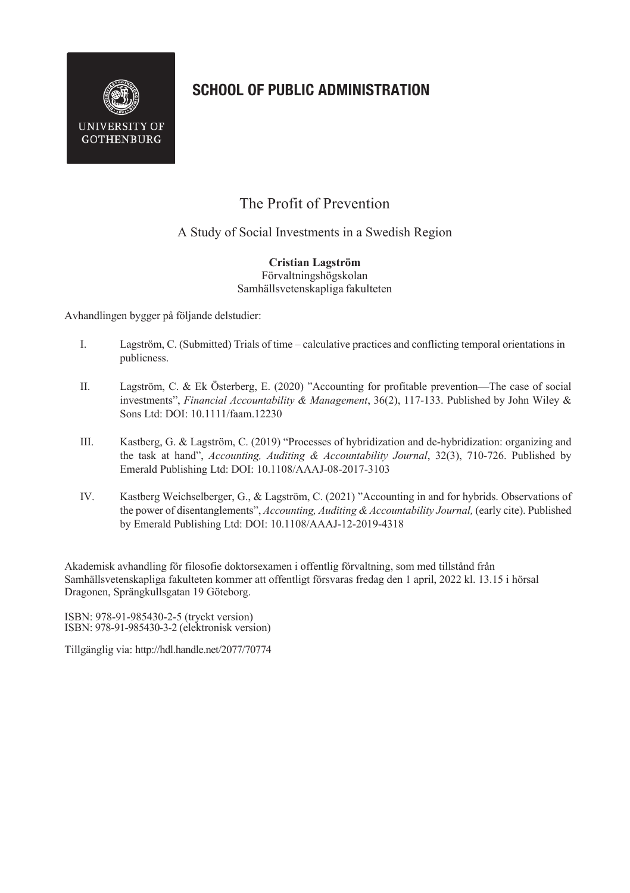UNIVERSITY OF GOTHENBURG

**SCHOOL OF PUBLIC ADMINISTRATION**

# The Profit of Prevention

## A Study of Social Investments in a Swedish Region

**Cristian Lagström**
Förvaltningshögskolan
Samhällsvetenskapliga fakulteten

Avhandlingen bygger på följande delstudier:

I. Lagström, C. (Submitted) Trials of time – calculative practices and conflicting temporal orientations in publicness.

II. Lagström, C. & Ek Österberg, E. (2020) "Accounting for profitable prevention—The case of social investments", *Financial Accountability & Management*, 36(2), 117-133. Published by John Wiley & Sons Ltd: DOI: 10.1111/faam.12230

III. Kastberg, G. & Lagström, C. (2019) "Processes of hybridization and de-hybridization: organizing and the task at hand", *Accounting, Auditing & Accountability Journal*, 32(3), 710-726. Published by Emerald Publishing Ltd: DOI: 10.1108/AAAJ-08-2017-3103

IV. Kastberg Weichselberger, G., & Lagström, C. (2021) "Accounting in and for hybrids. Observations of the power of disentanglements", *Accounting, Auditing & Accountability Journal,* (early cite). Published by Emerald Publishing Ltd: DOI: 10.1108/AAAJ-12-2019-4318

Akademisk avhandling för filosofie doktorsexamen i offentlig förvaltning, som med tillstånd från Samhällsvetenskapliga fakulteten kommer att offentligt försvaras fredag den 1 april, 2022 kl. 13.15 i hörsal Dragonen, Sprängkullsgatan 19 Göteborg.

ISBN: 978-91-985430-2-5 (tryckt version)
ISBN: 978-91-985430-3-2 (elektronisk version)

Tillgänglig via: http://hdl.handle.net/2077/70774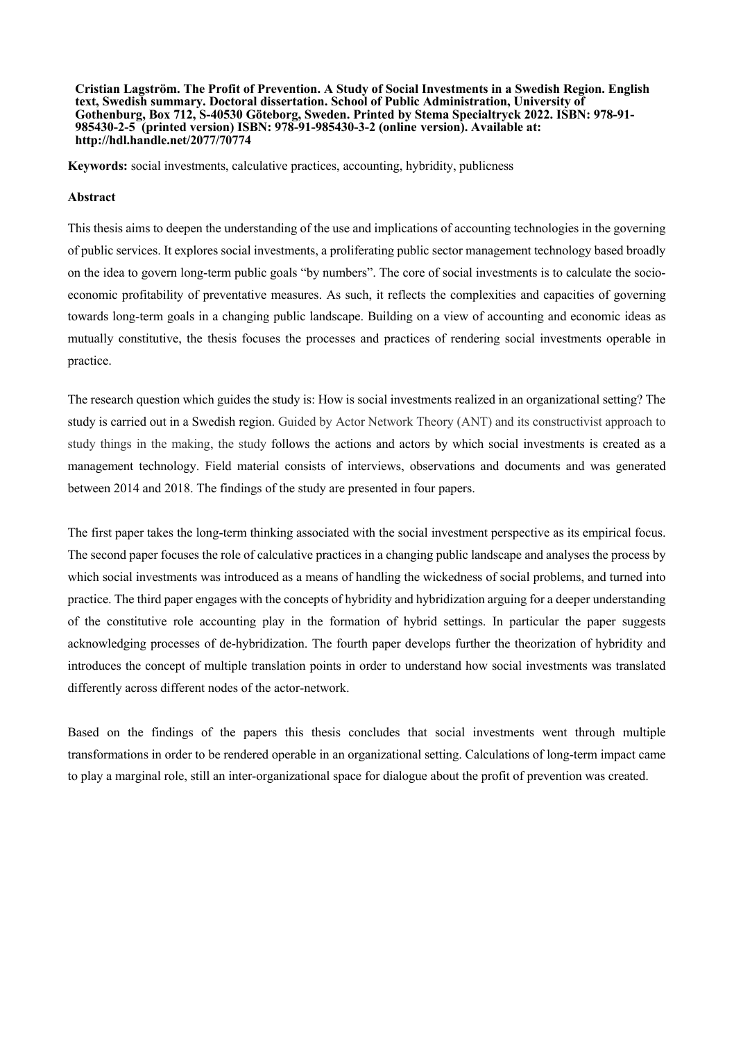**Cristian Lagström. The Profit of Prevention. A Study of Social Investments in a Swedish Region. English text, Swedish summary. Doctoral dissertation. School of Public Administration, University of Gothenburg, Box 712, S-40530 Göteborg, Sweden. Printed by Stema Specialtryck 2022. ISBN: 978-91-985430-2-5 (printed version) ISBN: 978-91-985430-3-2 (online version). Available at: http://hdl.handle.net/2077/70774**

**Keywords:** social investments, calculative practices, accounting, hybridity, publicness

**Abstract**

This thesis aims to deepen the understanding of the use and implications of accounting technologies in the governing of public services. It explores social investments, a proliferating public sector management technology based broadly on the idea to govern long-term public goals "by numbers". The core of social investments is to calculate the socio-economic profitability of preventative measures. As such, it reflects the complexities and capacities of governing towards long-term goals in a changing public landscape. Building on a view of accounting and economic ideas as mutually constitutive, the thesis focuses the processes and practices of rendering social investments operable in practice.

The research question which guides the study is: How is social investments realized in an organizational setting? The study is carried out in a Swedish region. Guided by Actor Network Theory (ANT) and its constructivist approach to study things in the making, the study follows the actions and actors by which social investments is created as a management technology. Field material consists of interviews, observations and documents and was generated between 2014 and 2018. The findings of the study are presented in four papers.

The first paper takes the long-term thinking associated with the social investment perspective as its empirical focus. The second paper focuses the role of calculative practices in a changing public landscape and analyses the process by which social investments was introduced as a means of handling the wickedness of social problems, and turned into practice. The third paper engages with the concepts of hybridity and hybridization arguing for a deeper understanding of the constitutive role accounting play in the formation of hybrid settings. In particular the paper suggests acknowledging processes of de-hybridization. The fourth paper develops further the theorization of hybridity and introduces the concept of multiple translation points in order to understand how social investments was translated differently across different nodes of the actor-network.

Based on the findings of the papers this thesis concludes that social investments went through multiple transformations in order to be rendered operable in an organizational setting. Calculations of long-term impact came to play a marginal role, still an inter-organizational space for dialogue about the profit of prevention was created.